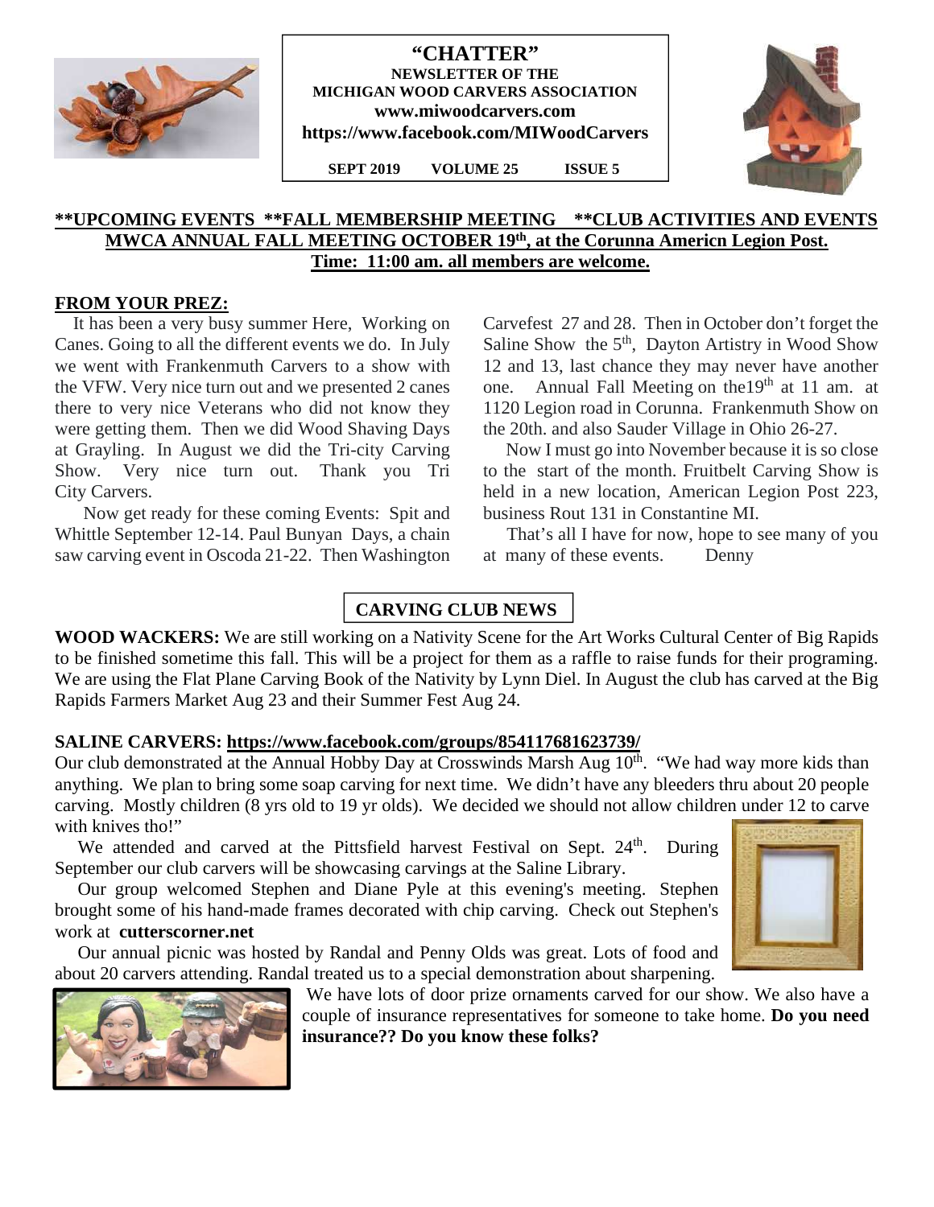# "CHATTER"

**NEWSLETTER OF THE MICHIGAN WOOD CARVERS ASSOCIATION**

**www.miwoodcarvers.com**

**https://www.facebook.com/MIWoodCarvers**

**SEPT 2019 VOLUME 25 ISSUE 5**

**\*\*UPCOMING EVENTS \*\*FALL MEMBERSHIP MEETING \*\*CLUB ACTIVITIES AND EVENTS**

**MWCA ANNUAL FALL MEETING OCTOBER 19th, at the Corunna Americn Legion Post.**

**Time: 11:00 am. all members are welcome.**

## FROM YOUR PREZ:

It has been a very busy summer Here, Working on Canes. Going to all the different events we do. In July we went with Frankenmuth Carvers to a show with the VFW. Very nice turn out and we presented 2 canes there to very nice Veterans who did not know they were getting them. Then we did Wood Shaving Days at Grayling. In August we did the Tri-city Carving Show. Very nice turn out. Thank you Tri City Carvers.

Now get ready for these coming Events: Spit and Whittle September 12-14. Paul Bunyan Days, a chain saw carving event in Oscoda 21-22. Then Washington Carvefest 27 and 28. Then in October don't forget the Saline Show the 5th, Dayton Artistry in Wood Show 12 and 13, last chance they may never have another one. Annual Fall Meeting on the19th at 11 am. at 1120 Legion road in Corunna. Frankenmuth Show on the 20th. and also Sauder Village in Ohio 26-27.

Now I must go into November because it is so close to the start of the month. Fruitbelt Carving Show is held in a new location, American Legion Post 223, business Rout 131 in Constantine MI.

That's all I have for now, hope to see many of you at many of these events. Denny

## CARVING CLUB NEWS

**WOOD WACKERS:** We are still working on a Nativity Scene for the Art Works Cultural Center of Big Rapids to be finished sometime this fall. This will be a project for them as a raffle to raise funds for their programing. We are using the Flat Plane Carving Book of the Nativity by Lynn Diel. In August the club has carved at the Big Rapids Farmers Market Aug 23 and their Summer Fest Aug 24.

**SALINE CARVERS: https://www.facebook.com/groups/854117681623739/**

Our club demonstrated at the Annual Hobby Day at Crosswinds Marsh Aug 10th. "We had way more kids than anything. We plan to bring some soap carving for next time. We didn't have any bleeders thru about 20 people carving. Mostly children (8 yrs old to 19 yr olds). We decided we should not allow children under 12 to carve with knives tho!"

We attended and carved at the Pittsfield harvest Festival on Sept. 24th. During September our club carvers will be showcasing carvings at the Saline Library.

Our group welcomed Stephen and Diane Pyle at this evening's meeting. Stephen brought some of his hand-made frames decorated with chip carving. Check out Stephen's work at **cutterscorner.net**

Our annual picnic was hosted by Randal and Penny Olds was great. Lots of food and about 20 carvers attending. Randal treated us to a special demonstration about sharpening.

We have lots of door prize ornaments carved for our show. We also have a couple of insurance representatives for someone to take home. **Do you need insurance?? Do you know these folks?**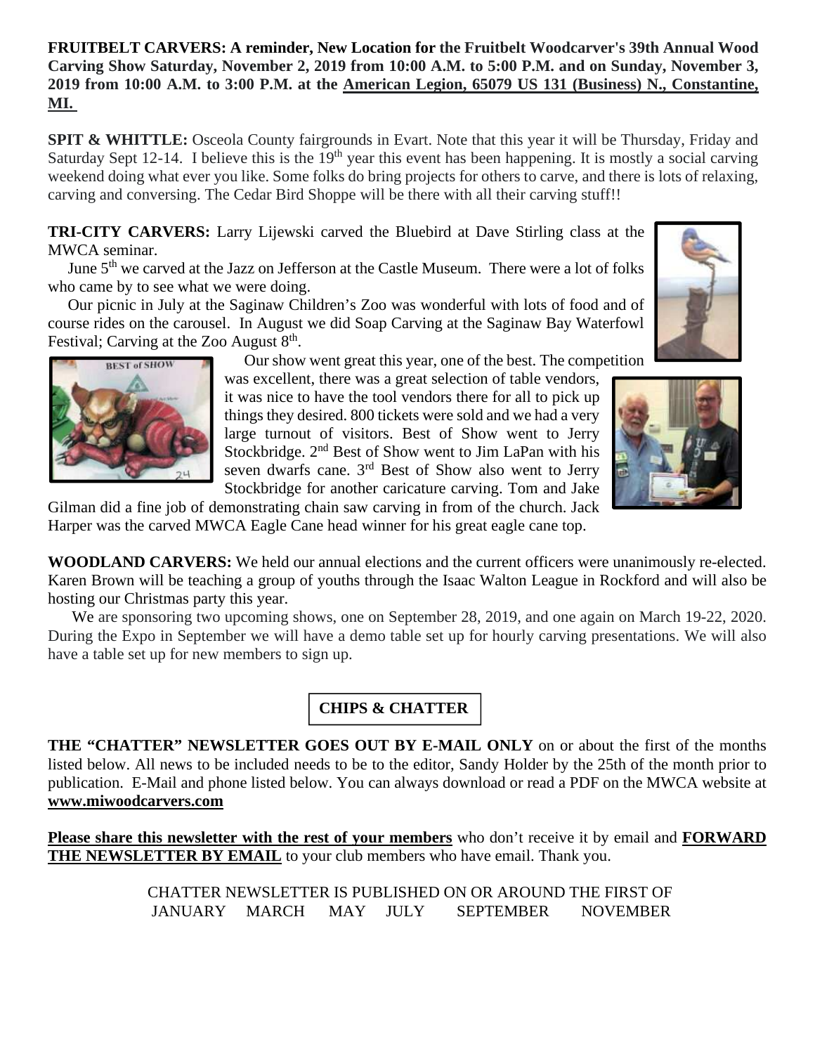**FRUITBELT CARVERS: A reminder, New Location for the Fruitbelt Woodcarver's 39th Annual Wood Carving Show Saturday, November 2, 2019 from 10:00 A.M. to 5:00 P.M. and on Sunday, November 3, 2019 from 10:00 A.M. to 3:00 P.M. at the American Legion, 65079 US 131 (Business) N., Constantine, MI.**

**SPIT & WHITTLE:** Osceola County fairgrounds in Evart. Note that this year it will be Thursday, Friday and Saturday Sept 12-14. I believe this is the 19th year this event has been happening. It is mostly a social carving weekend doing what ever you like. Some folks do bring projects for others to carve, and there is lots of relaxing, carving and conversing. The Cedar Bird Shoppe will be there with all their carving stuff!!

**TRI-CITY CARVERS:** Larry Lijewski carved the Bluebird at Dave Stirling class at the MWCA seminar.

June 5th we carved at the Jazz on Jefferson at the Castle Museum. There were a lot of folks who came by to see what we were doing.

Our picnic in July at the Saginaw Children's Zoo was wonderful with lots of food and of course rides on the carousel. In August we did Soap Carving at the Saginaw Bay Waterfowl Festival; Carving at the Zoo August 8th.

Our show went great this year, one of the best. The competition was excellent, there was a great selection of table vendors, it was nice to have the tool vendors there for all to pick up things they desired. 800 tickets were sold and we had a very large turnout of visitors. Best of Show went to Jerry Stockbridge. 2nd Best of Show went to Jim LaPan with his seven dwarfs cane. 3rd Best of Show also went to Jerry Stockbridge for another caricature carving. Tom and Jake Gilman did a fine job of demonstrating chain saw carving in from of the church. Jack Harper was the carved MWCA Eagle Cane head winner for his great eagle cane top.

**WOODLAND CARVERS:** We held our annual elections and the current officers were unanimously re-elected. Karen Brown will be teaching a group of youths through the Isaac Walton League in Rockford and will also be hosting our Christmas party this year.

We are sponsoring two upcoming shows, one on September 28, 2019, and one again on March 19-22, 2020. During the Expo in September we will have a demo table set up for hourly carving presentations. We will also have a table set up for new members to sign up.

## CHIPS & CHATTER

**THE "CHATTER" NEWSLETTER GOES OUT BY E-MAIL ONLY** on or about the first of the months listed below. All news to be included needs to be to the editor, Sandy Holder by the 25th of the month prior to publication. E-Mail and phone listed below. You can always download or read a PDF on the MWCA website at **www.miwoodcarvers.com**

**Please share this newsletter with the rest of your members** who don't receive it by email and **FORWARD THE NEWSLETTER BY EMAIL** to your club members who have email. Thank you.

CHATTER NEWSLETTER IS PUBLISHED ON OR AROUND THE FIRST OF
JANUARY MARCH MAY JULY SEPTEMBER NOVEMBER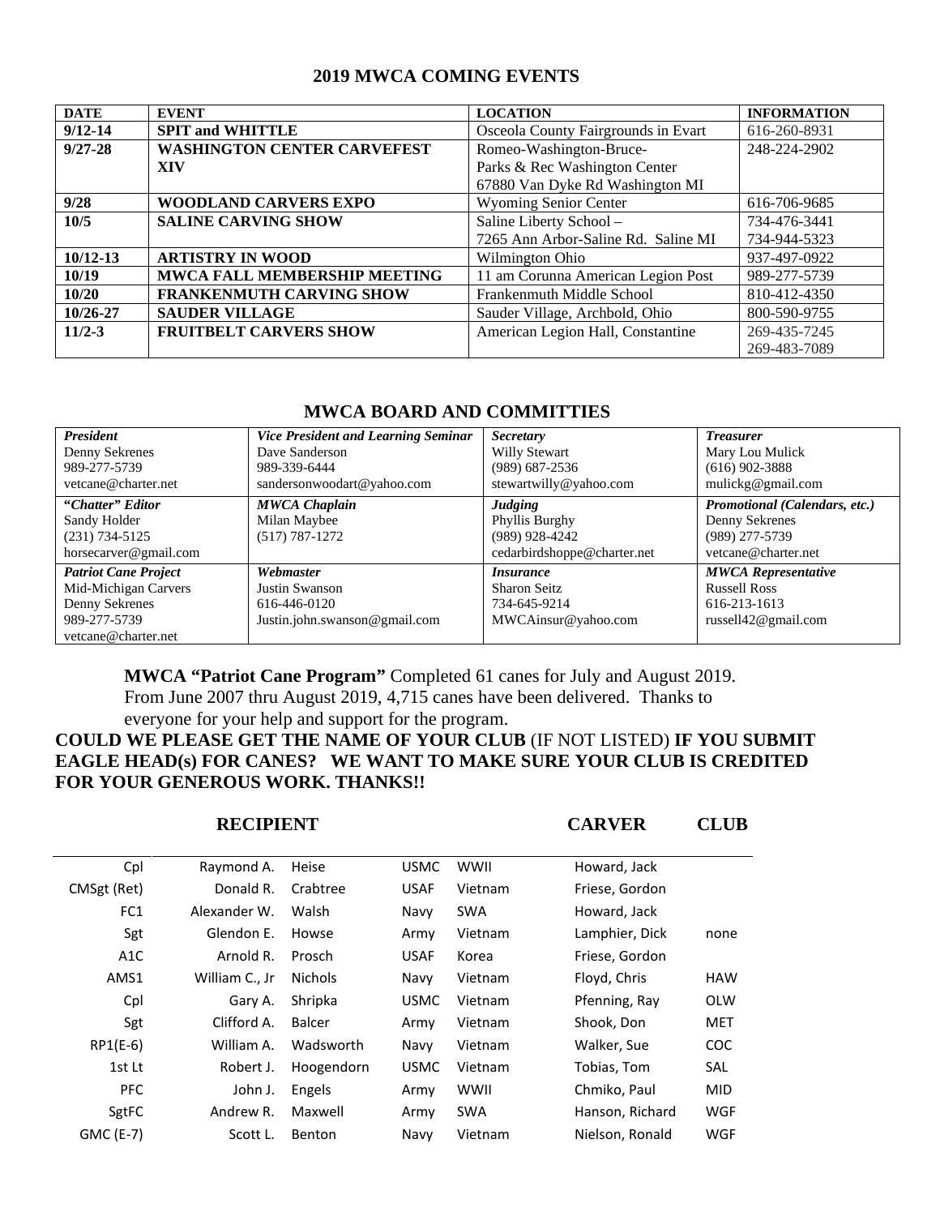## 2019 MWCA COMING EVENTS

| DATE | EVENT | LOCATION | INFORMATION |
|---|---|---|---|
| 9/12-14 | SPIT and WHITTLE | Osceola County Fairgrounds in Evart | 616-260-8931 |
| 9/27-28 | WASHINGTON CENTER CARVEFEST XIV | Romeo-Washington-Bruce-Parks & Rec Washington Center 67880 Van Dyke Rd Washington MI | 248-224-2902 |
| 9/28 | WOODLAND CARVERS EXPO | Wyoming Senior Center | 616-706-9685 |
| 10/5 | SALINE CARVING SHOW | Saline Liberty School – 7265 Ann Arbor-Saline Rd. Saline MI | 734-476-3441 734-944-5323 |
| 10/12-13 | ARTISTRY IN WOOD | Wilmington Ohio | 937-497-0922 |
| 10/19 | MWCA FALL MEMBERSHIP MEETING | 11 am Corunna American Legion Post | 989-277-5739 |
| 10/20 | FRANKENMUTH CARVING SHOW | Frankenmuth Middle School | 810-412-4350 |
| 10/26-27 | SAUDER VILLAGE | Sauder Village, Archbold, Ohio | 800-590-9755 |
| 11/2-3 | FRUITBELT CARVERS SHOW | American Legion Hall, Constantine | 269-435-7245 269-483-7089 |

## MWCA BOARD AND COMMITTIES

| *President* | *Vice President and Learning Seminar* | *Secretary* | *Treasurer* |
|---|---|---|---|
| Denny Sekrenes<br>989-277-5739<br>vetcane@charter.net | Dave Sanderson<br>989-339-6444<br>sandersonwoodart@yahoo.com | Willy Stewart<br>(989) 687-2536<br>stewartwilly@yahoo.com | Mary Lou Mulick<br>(616) 902-3888<br>mulickg@gmail.com |
| ***"Chatter" Editor***<br>Sandy Holder<br>(231) 734-5125<br>horsecarver@gmail.com | ***MWCA Chaplain***<br>Milan Maybee<br>(517) 787-1272 | ***Judging***<br>Phyllis Burghy<br>(989) 928-4242<br>cedarbirdshoppe@charter.net | ***Promotional (Calendars, etc.)***<br>Denny Sekrenes<br>(989) 277-5739<br>vetcane@charter.net |
| ***Patriot Cane Project***<br>Mid-Michigan Carvers<br>Denny Sekrenes<br>989-277-5739<br>vetcane@charter.net | ***Webmaster***<br>Justin Swanson<br>616-446-0120<br>Justin.john.swanson@gmail.com | ***Insurance***<br>Sharon Seitz<br>734-645-9214<br>MWCAinsur@yahoo.com | ***MWCA Representative***<br>Russell Ross<br>616-213-1613<br>russell42@gmail.com |

**MWCA "Patriot Cane Program"** Completed 61 canes for July and August 2019. From June 2007 thru August 2019, 4,715 canes have been delivered. Thanks to everyone for your help and support for the program.

**COULD WE PLEASE GET THE NAME OF YOUR CLUB** (IF NOT LISTED) **IF YOU SUBMIT EAGLE HEAD(s) FOR CANES? WE WANT TO MAKE SURE YOUR CLUB IS CREDITED FOR YOUR GENEROUS WORK. THANKS!!**

| RECIPIENT | | | | | CARVER | CLUB |
|---|---|---|---|---|---|---|
| Cpl | Raymond A. | Heise | USMC | WWII | Howard, Jack | |
| CMSgt (Ret) | Donald R. | Crabtree | USAF | Vietnam | Friese, Gordon | |
| FC1 | Alexander W. | Walsh | Navy | SWA | Howard, Jack | |
| Sgt | Glendon E. | Howse | Army | Vietnam | Lamphier, Dick | none |
| A1C | Arnold R. | Prosch | USAF | Korea | Friese, Gordon | |
| AMS1 | William C., Jr | Nichols | Navy | Vietnam | Floyd, Chris | HAW |
| Cpl | Gary A. | Shripka | USMC | Vietnam | Pfenning, Ray | OLW |
| Sgt | Clifford A. | Balcer | Army | Vietnam | Shook, Don | MET |
| RP1(E-6) | William A. | Wadsworth | Navy | Vietnam | Walker, Sue | COC |
| 1st Lt | Robert J. | Hoogendorn | USMC | Vietnam | Tobias, Tom | SAL |
| PFC | John J. | Engels | Army | WWII | Chmiko, Paul | MID |
| SgtFC | Andrew R. | Maxwell | Army | SWA | Hanson, Richard | WGF |
| GMC (E-7) | Scott L. | Benton | Navy | Vietnam | Nielson, Ronald | WGF |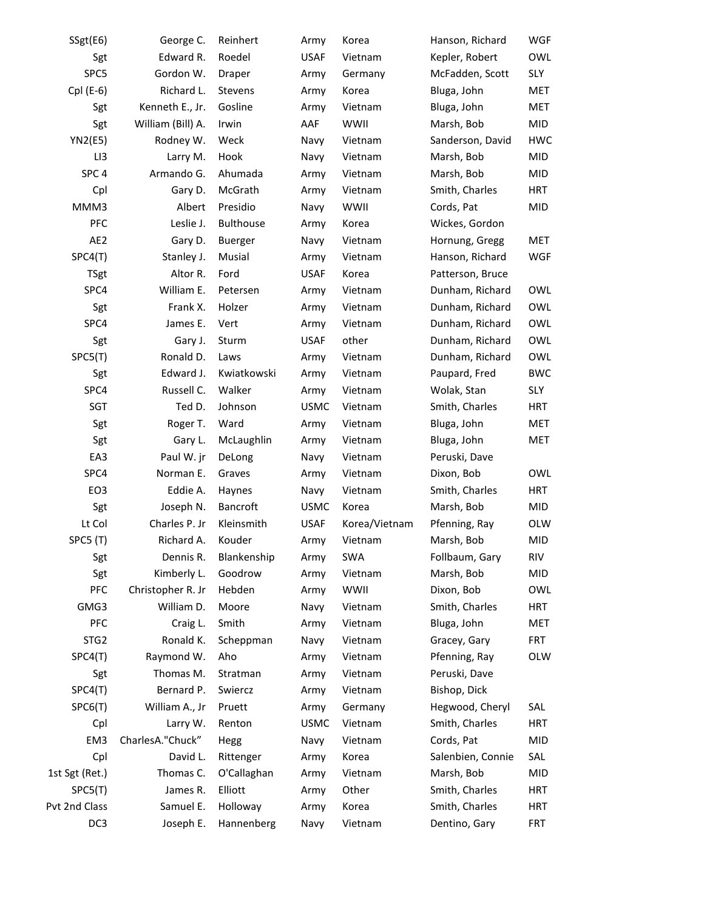| | | | | | | |
|---|---|---|---|---|---|---|
| SSgt(E6) | George C. | Reinhert | Army | Korea | Hanson, Richard | WGF |
| Sgt | Edward R. | Roedel | USAF | Vietnam | Kepler, Robert | OWL |
| SPC5 | Gordon W. | Draper | Army | Germany | McFadden, Scott | SLY |
| Cpl (E-6) | Richard L. | Stevens | Army | Korea | Bluga, John | MET |
| Sgt | Kenneth E., Jr. | Gosline | Army | Vietnam | Bluga, John | MET |
| Sgt | William (Bill) A. | Irwin | AAF | WWII | Marsh, Bob | MID |
| YN2(E5) | Rodney W. | Weck | Navy | Vietnam | Sanderson, David | HWC |
| LI3 | Larry M. | Hook | Navy | Vietnam | Marsh, Bob | MID |
| SPC 4 | Armando G. | Ahumada | Army | Vietnam | Marsh, Bob | MID |
| Cpl | Gary D. | McGrath | Army | Vietnam | Smith, Charles | HRT |
| MMM3 | Albert | Presidio | Navy | WWII | Cords, Pat | MID |
| PFC | Leslie J. | Bulthouse | Army | Korea | Wickes, Gordon | |
| AE2 | Gary D. | Buerger | Navy | Vietnam | Hornung, Gregg | MET |
| SPC4(T) | Stanley J. | Musial | Army | Vietnam | Hanson, Richard | WGF |
| TSgt | Altor R. | Ford | USAF | Korea | Patterson, Bruce | |
| SPC4 | William E. | Petersen | Army | Vietnam | Dunham, Richard | OWL |
| Sgt | Frank X. | Holzer | Army | Vietnam | Dunham, Richard | OWL |
| SPC4 | James E. | Vert | Army | Vietnam | Dunham, Richard | OWL |
| Sgt | Gary J. | Sturm | USAF | other | Dunham, Richard | OWL |
| SPC5(T) | Ronald D. | Laws | Army | Vietnam | Dunham, Richard | OWL |
| Sgt | Edward J. | Kwiatkowski | Army | Vietnam | Paupard, Fred | BWC |
| SPC4 | Russell C. | Walker | Army | Vietnam | Wolak, Stan | SLY |
| SGT | Ted D. | Johnson | USMC | Vietnam | Smith, Charles | HRT |
| Sgt | Roger T. | Ward | Army | Vietnam | Bluga, John | MET |
| Sgt | Gary L. | McLaughlin | Army | Vietnam | Bluga, John | MET |
| EA3 | Paul W. jr | DeLong | Navy | Vietnam | Peruski, Dave | |
| SPC4 | Norman E. | Graves | Army | Vietnam | Dixon, Bob | OWL |
| EO3 | Eddie A. | Haynes | Navy | Vietnam | Smith, Charles | HRT |
| Sgt | Joseph N. | Bancroft | USMC | Korea | Marsh, Bob | MID |
| Lt Col | Charles P. Jr | Kleinsmith | USAF | Korea/Vietnam | Pfenning, Ray | OLW |
| SPC5 (T) | Richard A. | Kouder | Army | Vietnam | Marsh, Bob | MID |
| Sgt | Dennis R. | Blankenship | Army | SWA | Follbaum, Gary | RIV |
| Sgt | Kimberly L. | Goodrow | Army | Vietnam | Marsh, Bob | MID |
| PFC | Christopher R. Jr | Hebden | Army | WWII | Dixon, Bob | OWL |
| GMG3 | William D. | Moore | Navy | Vietnam | Smith, Charles | HRT |
| PFC | Craig L. | Smith | Army | Vietnam | Bluga, John | MET |
| STG2 | Ronald K. | Scheppman | Navy | Vietnam | Gracey, Gary | FRT |
| SPC4(T) | Raymond W. | Aho | Army | Vietnam | Pfenning, Ray | OLW |
| Sgt | Thomas M. | Stratman | Army | Vietnam | Peruski, Dave | |
| SPC4(T) | Bernard P. | Swiercz | Army | Vietnam | Bishop, Dick | |
| SPC6(T) | William A., Jr | Pruett | Army | Germany | Hegwood, Cheryl | SAL |
| Cpl | Larry W. | Renton | USMC | Vietnam | Smith, Charles | HRT |
| EM3 | CharlesA."Chuck" | Hegg | Navy | Vietnam | Cords, Pat | MID |
| Cpl | David L. | Rittenger | Army | Korea | Salenbien, Connie | SAL |
| 1st Sgt (Ret.) | Thomas C. | O'Callaghan | Army | Vietnam | Marsh, Bob | MID |
| SPC5(T) | James R. | Elliott | Army | Other | Smith, Charles | HRT |
| Pvt 2nd Class | Samuel E. | Holloway | Army | Korea | Smith, Charles | HRT |
| DC3 | Joseph E. | Hannenberg | Navy | Vietnam | Dentino, Gary | FRT |